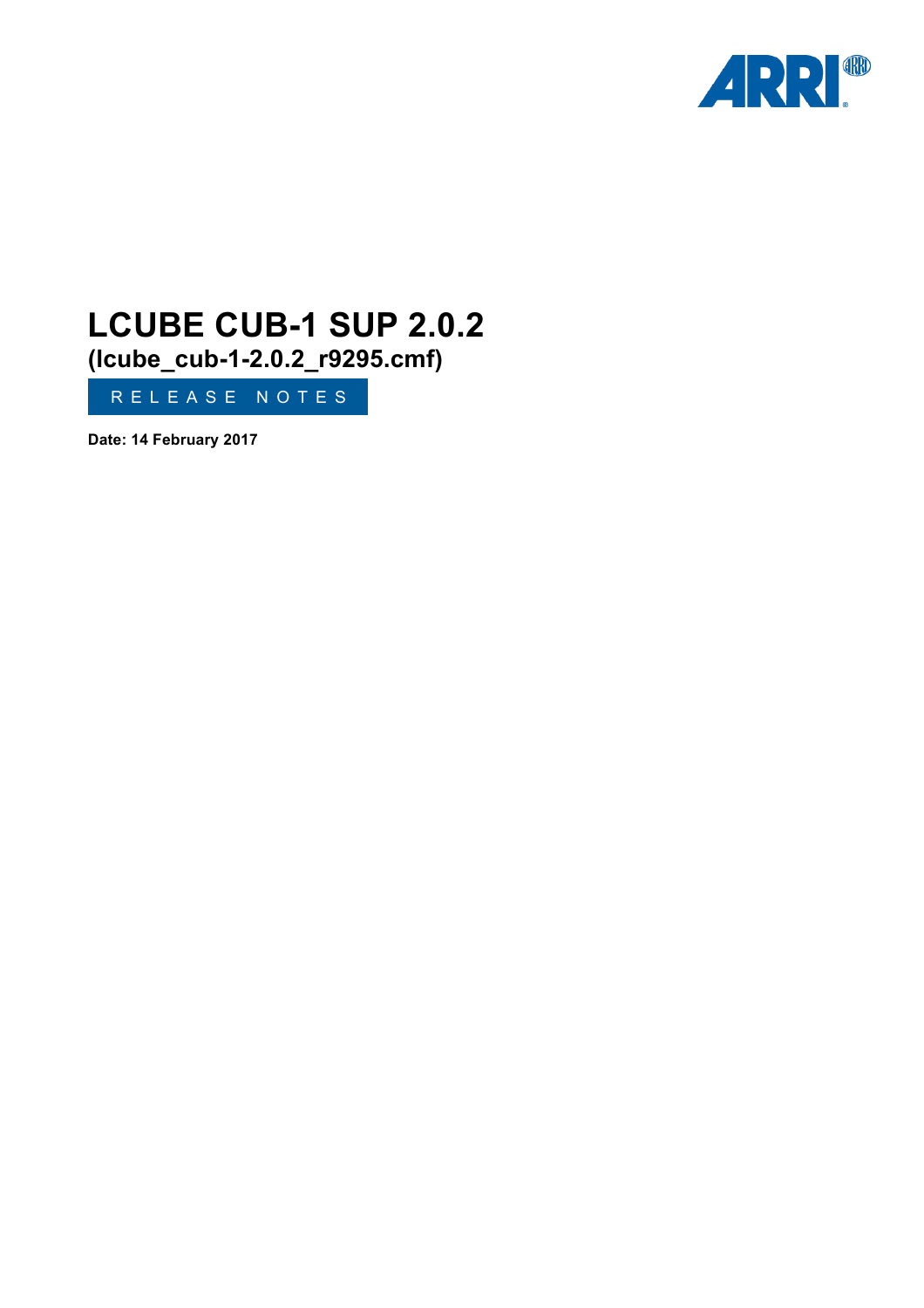# LCUBE CUB-1 SUP 2.0.2
## (lcube_cub-1-2.0.2_r9295.cmf)

RELEASE NOTES

**Date: 14 February 2017**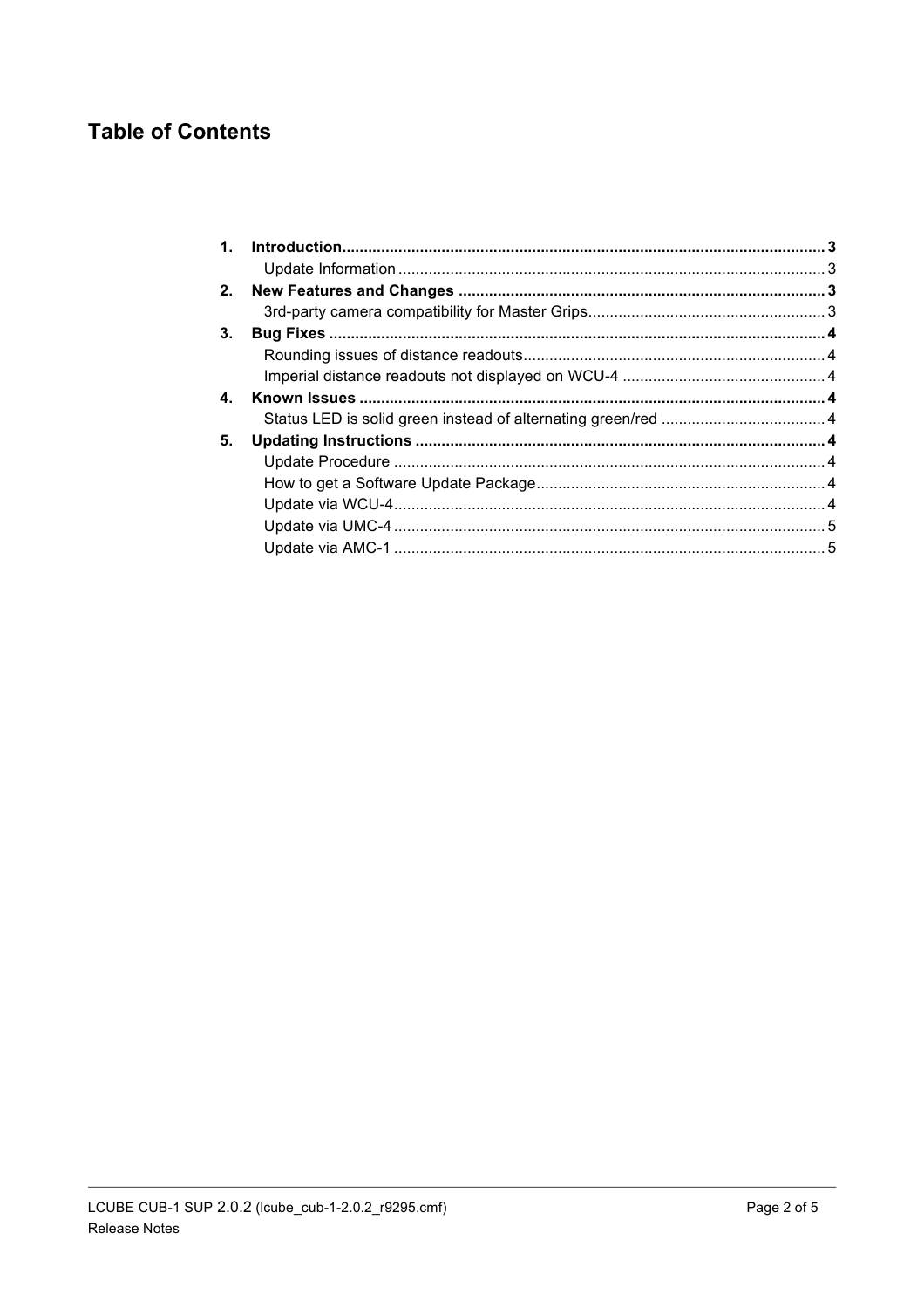## Table of Contents

1. **Introduction** ... 3
   - Update Information ... 3
2. **New Features and Changes** ... 3
   - 3rd-party camera compatibility for Master Grips ... 3
3. **Bug Fixes** ... 4
   - Rounding issues of distance readouts ... 4
   - Imperial distance readouts not displayed on WCU-4 ... 4
4. **Known Issues** ... 4
   - Status LED is solid green instead of alternating green/red ... 4
5. **Updating Instructions** ... 4
   - Update Procedure ... 4
   - How to get a Software Update Package ... 4
   - Update via WCU-4 ... 4
   - Update via UMC-4 ... 5
   - Update via AMC-1 ... 5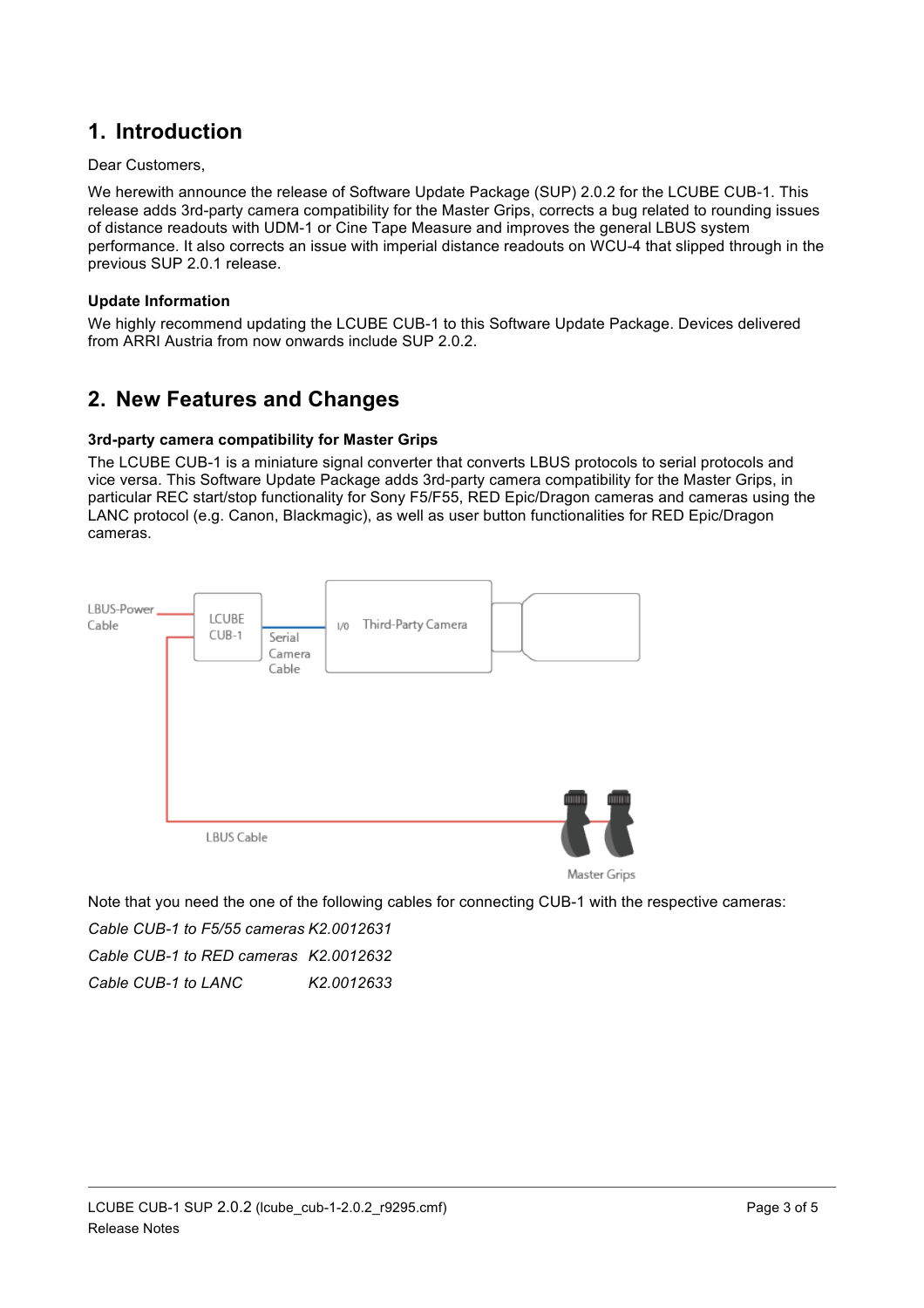# 1. Introduction

Dear Customers,

We herewith announce the release of Software Update Package (SUP) 2.0.2 for the LCUBE CUB-1. This release adds 3rd-party camera compatibility for the Master Grips, corrects a bug related to rounding issues of distance readouts with UDM-1 or Cine Tape Measure and improves the general LBUS system performance. It also corrects an issue with imperial distance readouts on WCU-4 that slipped through in the previous SUP 2.0.1 release.

### Update Information

We highly recommend updating the LCUBE CUB-1 to this Software Update Package. Devices delivered from ARRI Austria from now onwards include SUP 2.0.2.

# 2. New Features and Changes

### 3rd-party camera compatibility for Master Grips

The LCUBE CUB-1 is a miniature signal converter that converts LBUS protocols to serial protocols and vice versa. This Software Update Package adds 3rd-party camera compatibility for the Master Grips, in particular REC start/stop functionality for Sony F5/F55, RED Epic/Dragon cameras and cameras using the LANC protocol (e.g. Canon, Blackmagic), as well as user button functionalities for RED Epic/Dragon cameras.

LBUS-Power Cable

LCUBE CUB-1

Serial Camera Cable

I/0 Third-Party Camera

LBUS Cable

Master Grips

Note that you need the one of the following cables for connecting CUB-1 with the respective cameras:

| | |
|---|---|
| *Cable CUB-1 to F5/55 cameras* | *K2.0012631* |
| *Cable CUB-1 to RED cameras* | *K2.0012632* |
| *Cable CUB-1 to LANC* | *K2.0012633* |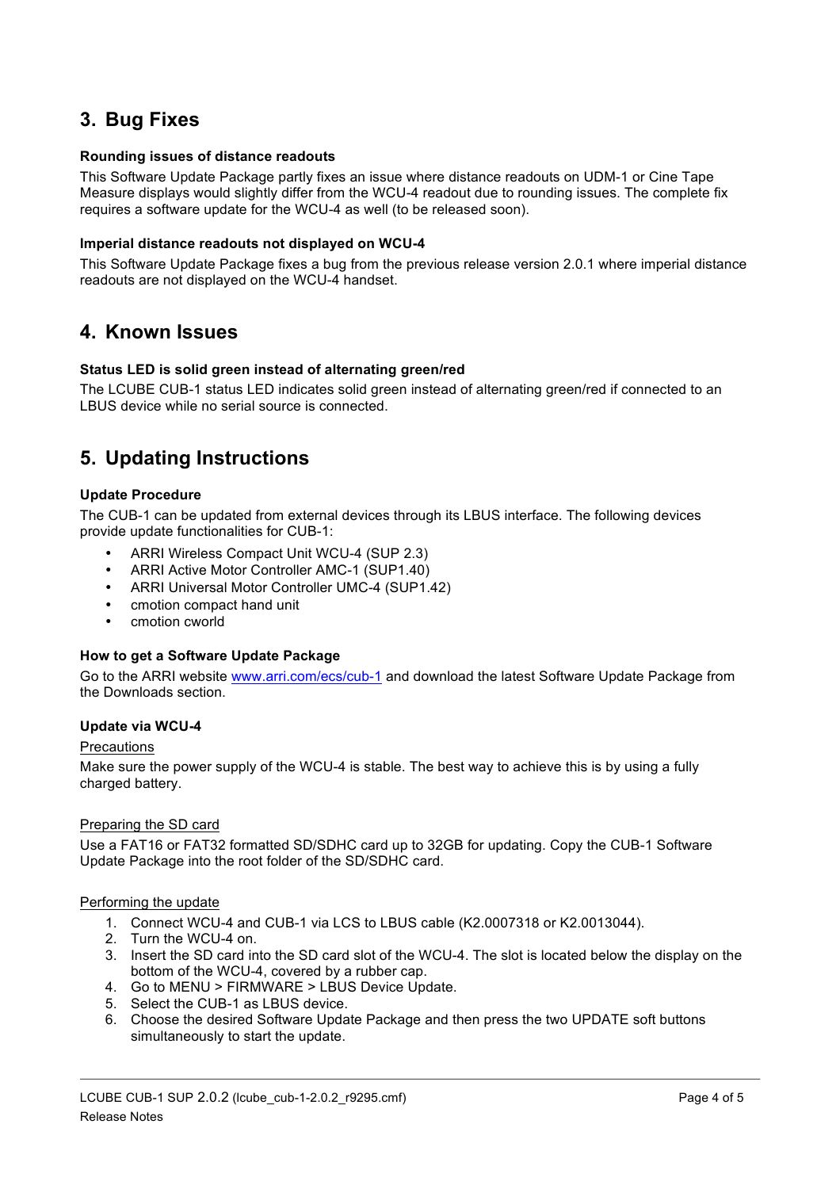## 3. Bug Fixes

**Rounding issues of distance readouts**

This Software Update Package partly fixes an issue where distance readouts on UDM-1 or Cine Tape Measure displays would slightly differ from the WCU-4 readout due to rounding issues. The complete fix requires a software update for the WCU-4 as well (to be released soon).

**Imperial distance readouts not displayed on WCU-4**

This Software Update Package fixes a bug from the previous release version 2.0.1 where imperial distance readouts are not displayed on the WCU-4 handset.

## 4. Known Issues

**Status LED is solid green instead of alternating green/red**

The LCUBE CUB-1 status LED indicates solid green instead of alternating green/red if connected to an LBUS device while no serial source is connected.

## 5. Updating Instructions

**Update Procedure**

The CUB-1 can be updated from external devices through its LBUS interface. The following devices provide update functionalities for CUB-1:

- ARRI Wireless Compact Unit WCU-4 (SUP 2.3)
- ARRI Active Motor Controller AMC-1 (SUP1.40)
- ARRI Universal Motor Controller UMC-4 (SUP1.42)
- cmotion compact hand unit
- cmotion cworld

**How to get a Software Update Package**

Go to the ARRI website [www.arri.com/ecs/cub-1](www.arri.com/ecs/cub-1) and download the latest Software Update Package from the Downloads section.

**Update via WCU-4**

Precautions

Make sure the power supply of the WCU-4 is stable. The best way to achieve this is by using a fully charged battery.

Preparing the SD card

Use a FAT16 or FAT32 formatted SD/SDHC card up to 32GB for updating. Copy the CUB-1 Software Update Package into the root folder of the SD/SDHC card.

Performing the update

1. Connect WCU-4 and CUB-1 via LCS to LBUS cable (K2.0007318 or K2.0013044).
2. Turn the WCU-4 on.
3. Insert the SD card into the SD card slot of the WCU-4. The slot is located below the display on the bottom of the WCU-4, covered by a rubber cap.
4. Go to MENU > FIRMWARE > LBUS Device Update.
5. Select the CUB-1 as LBUS device.
6. Choose the desired Software Update Package and then press the two UPDATE soft buttons simultaneously to start the update.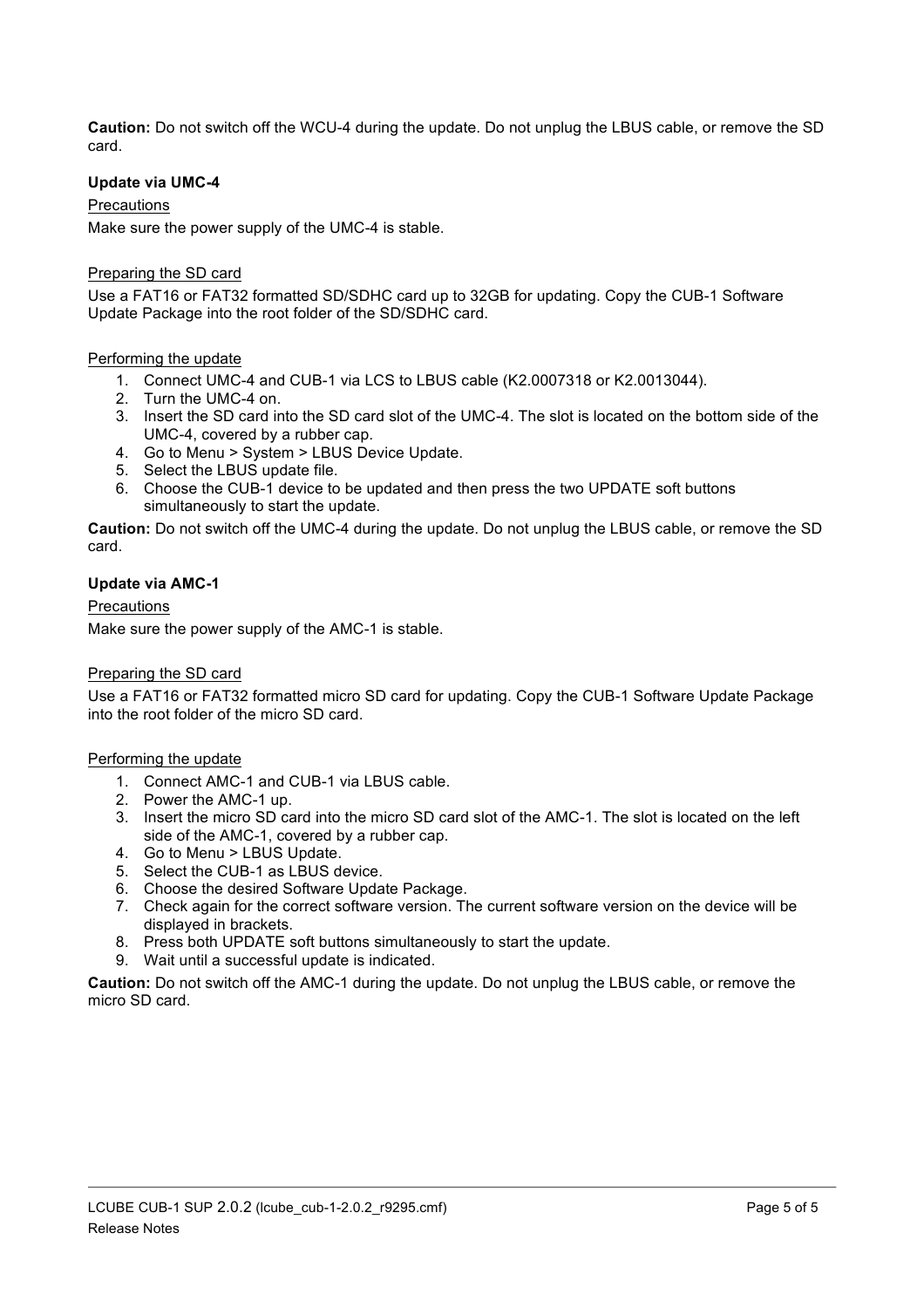**Caution:** Do not switch off the WCU-4 during the update. Do not unplug the LBUS cable, or remove the SD card.

**Update via UMC-4**

Precautions

Make sure the power supply of the UMC-4 is stable.

Preparing the SD card

Use a FAT16 or FAT32 formatted SD/SDHC card up to 32GB for updating. Copy the CUB-1 Software Update Package into the root folder of the SD/SDHC card.

Performing the update

1. Connect UMC-4 and CUB-1 via LCS to LBUS cable (K2.0007318 or K2.0013044).
2. Turn the UMC-4 on.
3. Insert the SD card into the SD card slot of the UMC-4. The slot is located on the bottom side of the UMC-4, covered by a rubber cap.
4. Go to Menu > System > LBUS Device Update.
5. Select the LBUS update file.
6. Choose the CUB-1 device to be updated and then press the two UPDATE soft buttons simultaneously to start the update.

**Caution:** Do not switch off the UMC-4 during the update. Do not unplug the LBUS cable, or remove the SD card.

**Update via AMC-1**

Precautions

Make sure the power supply of the AMC-1 is stable.

Preparing the SD card

Use a FAT16 or FAT32 formatted micro SD card for updating. Copy the CUB-1 Software Update Package into the root folder of the micro SD card.

Performing the update

1. Connect AMC-1 and CUB-1 via LBUS cable.
2. Power the AMC-1 up.
3. Insert the micro SD card into the micro SD card slot of the AMC-1. The slot is located on the left side of the AMC-1, covered by a rubber cap.
4. Go to Menu > LBUS Update.
5. Select the CUB-1 as LBUS device.
6. Choose the desired Software Update Package.
7. Check again for the correct software version. The current software version on the device will be displayed in brackets.
8. Press both UPDATE soft buttons simultaneously to start the update.
9. Wait until a successful update is indicated.

**Caution:** Do not switch off the AMC-1 during the update. Do not unplug the LBUS cable, or remove the micro SD card.